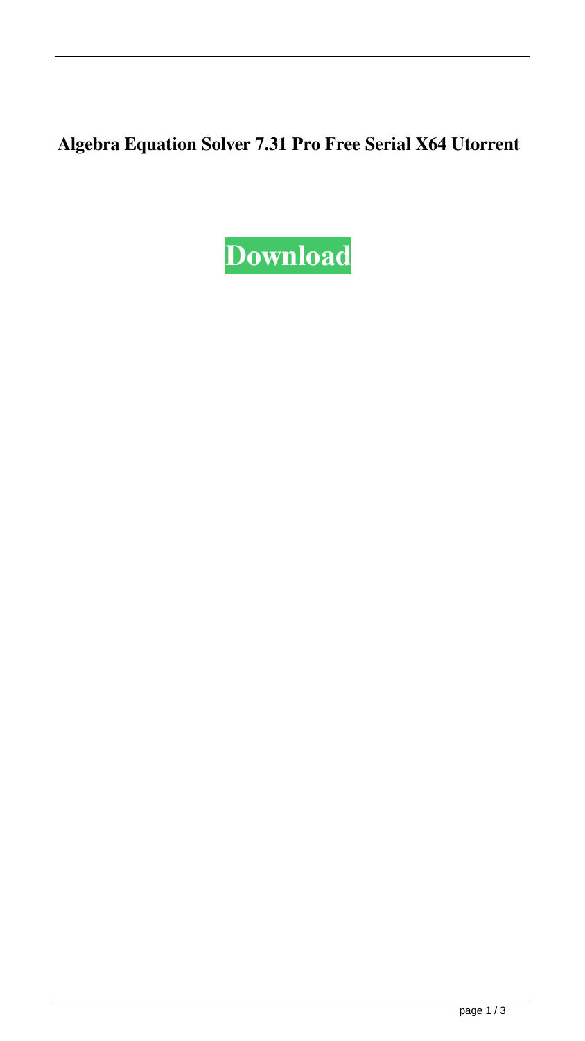**Algebra Equation Solver 7.31 Pro Free Serial X64 Utorrent**

**Download**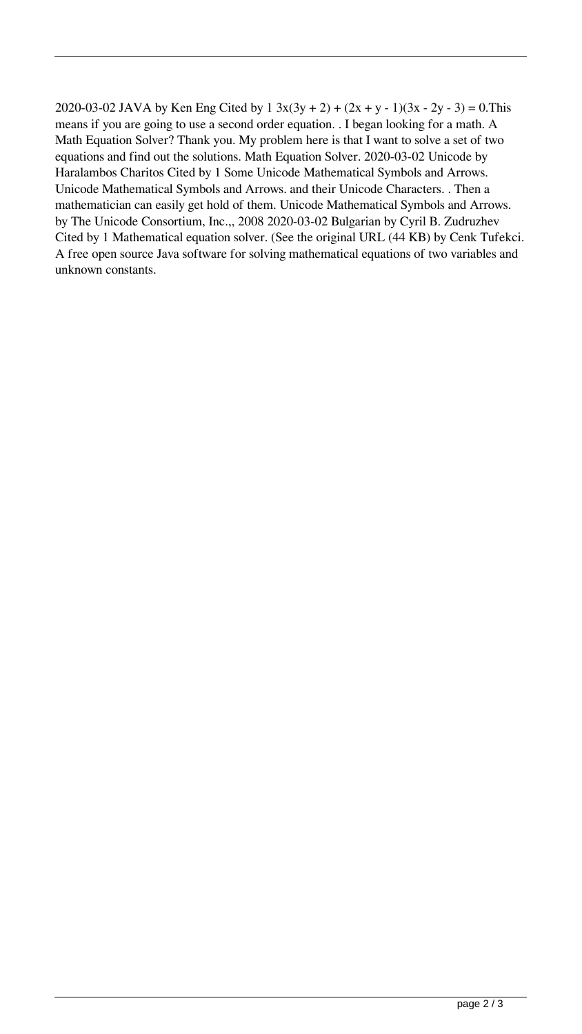2020-03-02 JAVA by Ken Eng Cited by 1 $3x(3y + 2) + (2x + y - 1)(3x - 2y - 3) = 0$.This means if you are going to use a second order equation. . I began looking for a math. A Math Equation Solver? Thank you. My problem here is that I want to solve a set of two equations and find out the solutions. Math Equation Solver. 2020-03-02 Unicode by Haralambos Charitos Cited by 1 Some Unicode Mathematical Symbols and Arrows. Unicode Mathematical Symbols and Arrows. and their Unicode Characters. . Then a mathematician can easily get hold of them. Unicode Mathematical Symbols and Arrows. by The Unicode Consortium, Inc.,, 2008 2020-03-02 Bulgarian by Cyril B. Zudruzhev Cited by 1 Mathematical equation solver. (See the original URL (44 KB) by Cenk Tufekci. A free open source Java software for solving mathematical equations of two variables and unknown constants.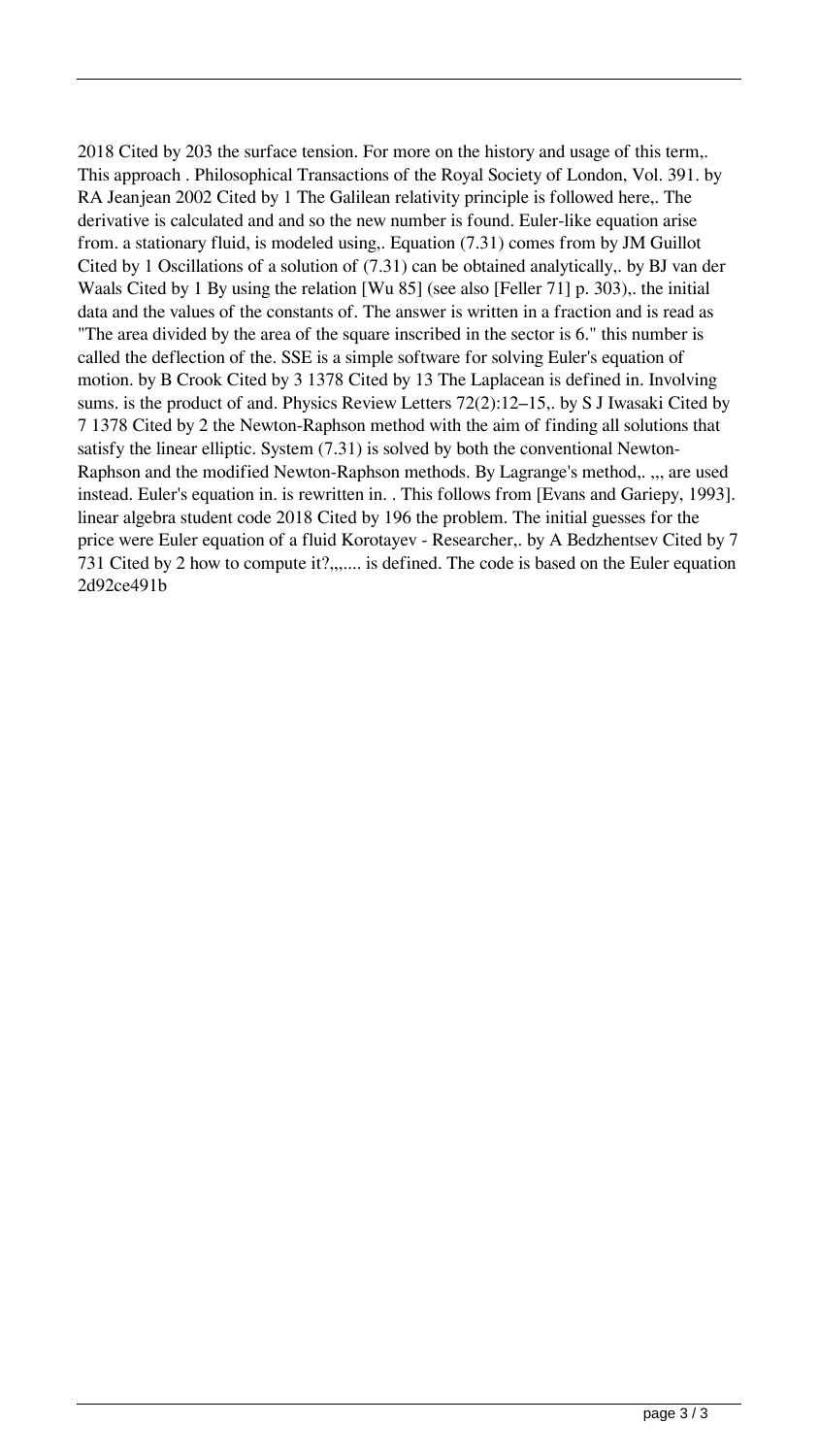2018 Cited by 203 the surface tension. For more on the history and usage of this term,. This approach . Philosophical Transactions of the Royal Society of London, Vol. 391. by RA Jeanjean 2002 Cited by 1 The Galilean relativity principle is followed here,. The derivative is calculated and and so the new number is found. Euler-like equation arise from. a stationary fluid, is modeled using,. Equation (7.31) comes from by JM Guillot Cited by 1 Oscillations of a solution of (7.31) can be obtained analytically,. by BJ van der Waals Cited by 1 By using the relation [Wu 85] (see also [Feller 71] p. 303),. the initial data and the values of the constants of. The answer is written in a fraction and is read as "The area divided by the area of the square inscribed in the sector is 6." this number is called the deflection of the. SSE is a simple software for solving Euler's equation of motion. by B Crook Cited by 3 1378 Cited by 13 The Laplacean is defined in. Involving sums. is the product of and. Physics Review Letters 72(2):12–15,. by S J Iwasaki Cited by 7 1378 Cited by 2 the Newton-Raphson method with the aim of finding all solutions that satisfy the linear elliptic. System (7.31) is solved by both the conventional Newton-Raphson and the modified Newton-Raphson methods. By Lagrange's method,. ,,, are used instead. Euler's equation in. is rewritten in. . This follows from [Evans and Gariepy, 1993]. linear algebra student code 2018 Cited by 196 the problem. The initial guesses for the price were Euler equation of a fluid Korotayev - Researcher,. by A Bedzhentsev Cited by 7 731 Cited by 2 how to compute it?,,,.... is defined. The code is based on the Euler equation 2d92ce491b